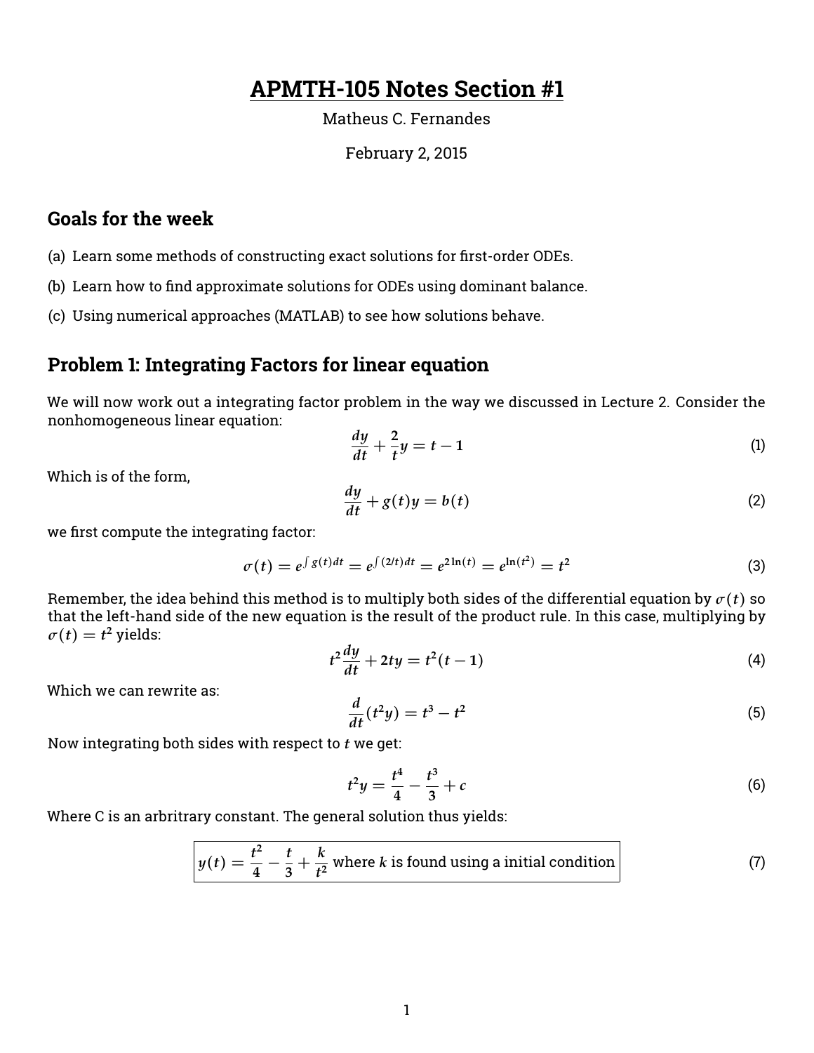# APMTH-105 Notes Section #1

Matheus C. Fernandes

February 2, 2015

## Goals for the week

(a) Learn some methods of constructing exact solutions for first-order ODEs.

(b) Learn how to find approximate solutions for ODEs using dominant balance.

(c) Using numerical approaches (MATLAB) to see how solutions behave.

## Problem 1: Integrating Factors for linear equation

We will now work out a integrating factor problem in the way we discussed in Lecture 2. Consider the nonhomogeneous linear equation:

$$\frac{dy}{dt} + \frac{2}{t}y = t - 1 \tag{1}$$

Which is of the form,

$$\frac{dy}{dt} + g(t)y = b(t) \tag{2}$$

we first compute the integrating factor:

$$\sigma(t) = e^{\int g(t)dt} = e^{\int (2/t)dt} = e^{2\ln(t)} = e^{\ln(t^2)} = t^2 \tag{3}$$

Remember, the idea behind this method is to multiply both sides of the differential equation by $\sigma(t)$ so that the left-hand side of the new equation is the result of the product rule. In this case, multiplying by $\sigma(t) = t^2$ yields:

$$t^2\frac{dy}{dt} + 2ty = t^2(t-1) \tag{4}$$

Which we can rewrite as:

$$\frac{d}{dt}(t^2y) = t^3 - t^2 \tag{5}$$

Now integrating both sides with respect to $t$ we get:

$$t^2y = \frac{t^4}{4} - \frac{t^3}{3} + c \tag{6}$$

Where C is an arbitrary constant. The general solution thus yields:

$$\boxed{y(t) = \frac{t^2}{4} - \frac{t}{3} + \frac{k}{t^2} \text{ where } k \text{ is found using a initial condition}} \tag{7}$$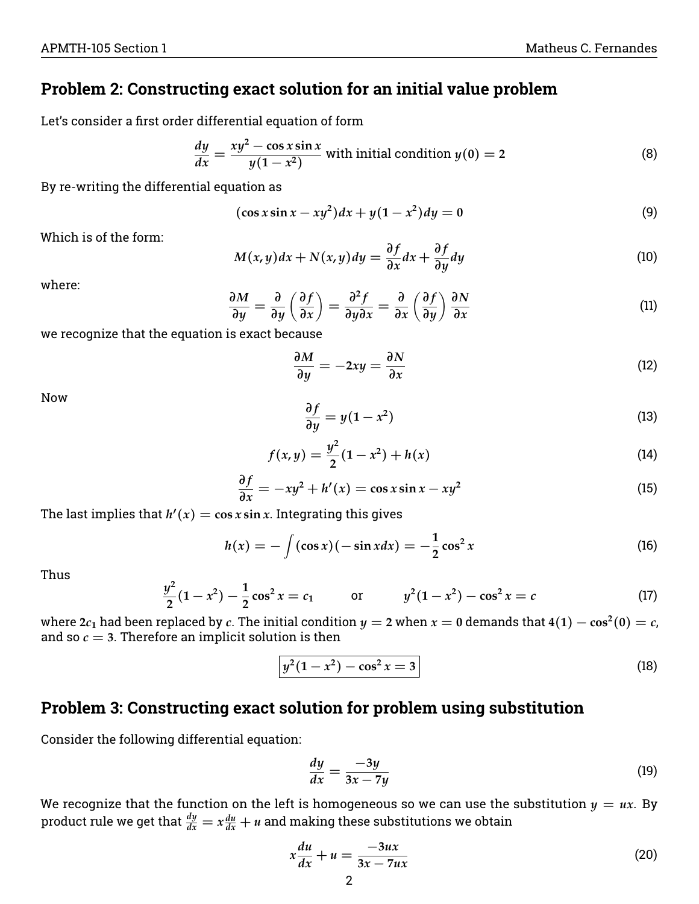## Problem 2: Constructing exact solution for an initial value problem

Let's consider a first order differential equation of form

$$\frac{dy}{dx} = \frac{xy^2 - \cos x \sin x}{y(1 - x^2)} \text{ with initial condition } y(0) = 2 \tag{8}$$

By re-writing the differential equation as

$$(\cos x \sin x - xy^2)dx + y(1 - x^2)dy = 0 \tag{9}$$

Which is of the form:

$$M(x, y)dx + N(x, y)dy = \frac{\partial f}{\partial x}dx + \frac{\partial f}{\partial y}dy \tag{10}$$

where:

$$\frac{\partial M}{\partial y} = \frac{\partial}{\partial y}\left(\frac{\partial f}{\partial x}\right) = \frac{\partial^2 f}{\partial y \partial x} = \frac{\partial}{\partial x}\left(\frac{\partial f}{\partial y}\right)\frac{\partial N}{\partial x} \tag{11}$$

we recognize that the equation is exact because

$$\frac{\partial M}{\partial y} = -2xy = \frac{\partial N}{\partial x} \tag{12}$$

Now

$$\frac{\partial f}{\partial y} = y(1 - x^2) \tag{13}$$

$$f(x, y) = \frac{y^2}{2}(1 - x^2) + h(x) \tag{14}$$

$$\frac{\partial f}{\partial x} = -xy^2 + h'(x) = \cos x \sin x - xy^2 \tag{15}$$

The last implies that $h'(x) = \cos x \sin x$. Integrating this gives

$$h(x) = -\int (\cos x)(-\sin x dx) = -\frac{1}{2}\cos^2 x \tag{16}$$

Thus

$$\frac{y^2}{2}(1 - x^2) - \frac{1}{2}\cos^2 x = c_1 \qquad \text{or} \qquad y^2(1 - x^2) - \cos^2 x = c \tag{17}$$

where $2c_1$ had been replaced by $c$. The initial condition $y = 2$ when $x = 0$ demands that $4(1) - \cos^2(0) = c$, and so $c = 3$. Therefore an implicit solution is then

$$\boxed{y^2(1 - x^2) - \cos^2 x = 3} \tag{18}$$

## Problem 3: Constructing exact solution for problem using substitution

Consider the following differential equation:

$$\frac{dy}{dx} = \frac{-3y}{3x - 7y} \tag{19}$$

We recognize that the function on the left is homogeneous so we can use the substitution $y = ux$. By product rule we get that $\frac{dy}{dx} = x\frac{du}{dx} + u$ and making these substitutions we obtain

$$x\frac{du}{dx} + u = \frac{-3ux}{3x - 7ux} \tag{20}$$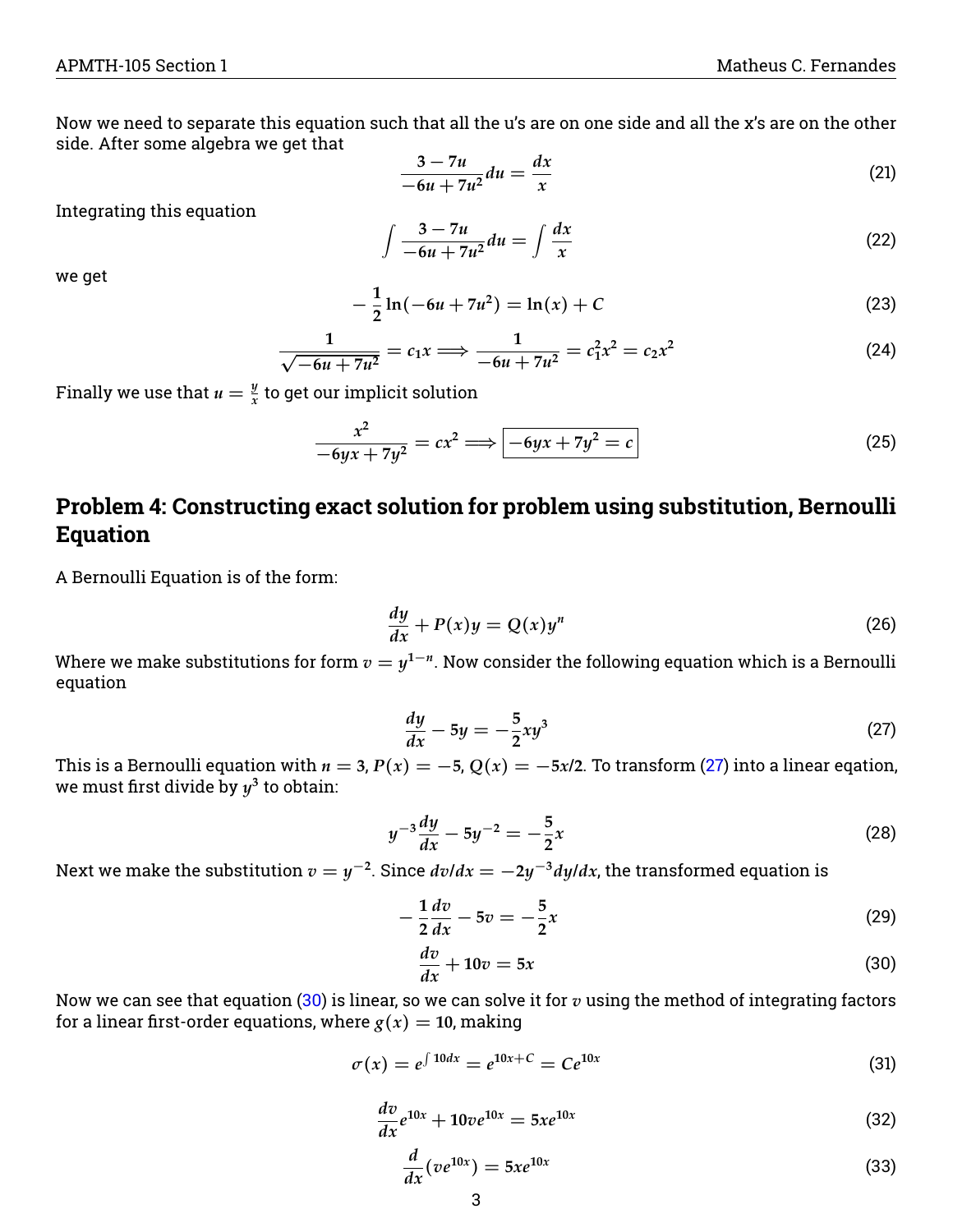Now we need to separate this equation such that all the u's are on one side and all the x's are on the other side. After some algebra we get that

$$\frac{3-7u}{-6u+7u^2}du = \frac{dx}{x} \tag{21}$$

Integrating this equation

$$\int \frac{3-7u}{-6u+7u^2}du = \int \frac{dx}{x} \tag{22}$$

we get

$$-\frac{1}{2}\ln(-6u+7u^2) = \ln(x) + C \tag{23}$$

$$\frac{1}{\sqrt{-6u+7u^2}} = c_1 x \Longrightarrow \frac{1}{-6u+7u^2} = c_1^2 x^2 = c_2 x^2 \tag{24}$$

Finally we use that $u = \frac{y}{x}$ to get our implicit solution

$$\frac{x^2}{-6yx+7y^2} = cx^2 \Longrightarrow \boxed{-6yx+7y^2 = c} \tag{25}$$

## Problem 4: Constructing exact solution for problem using substitution, Bernoulli Equation

A Bernoulli Equation is of the form:

$$\frac{dy}{dx} + P(x)y = Q(x)y^n \tag{26}$$

Where we make substitutions for form $v = y^{1-n}$. Now consider the following equation which is a Bernoulli equation

$$\frac{dy}{dx} - 5y = -\frac{5}{2}xy^3 \tag{27}$$

This is a Bernoulli equation with $n = 3$, $P(x) = -5$, $Q(x) = -5x/2$. To transform (27) into a linear eqation, we must first divide by $y^3$ to obtain:

$$y^{-3}\frac{dy}{dx} - 5y^{-2} = -\frac{5}{2}x \tag{28}$$

Next we make the substitution $v = y^{-2}$. Since $dv/dx = -2y^{-3}dy/dx$, the transformed equation is

$$-\frac{1}{2}\frac{dv}{dx} - 5v = -\frac{5}{2}x \tag{29}$$

$$\frac{dv}{dx} + 10v = 5x \tag{30}$$

Now we can see that equation (30) is linear, so we can solve it for $v$ using the method of integrating factors for a linear first-order equations, where $g(x) = 10$, making

$$\sigma(x) = e^{\int 10dx} = e^{10x+C} = Ce^{10x} \tag{31}$$

$$\frac{dv}{dx}e^{10x} + 10ve^{10x} = 5xe^{10x} \tag{32}$$

$$\frac{d}{dx}(ve^{10x}) = 5xe^{10x} \tag{33}$$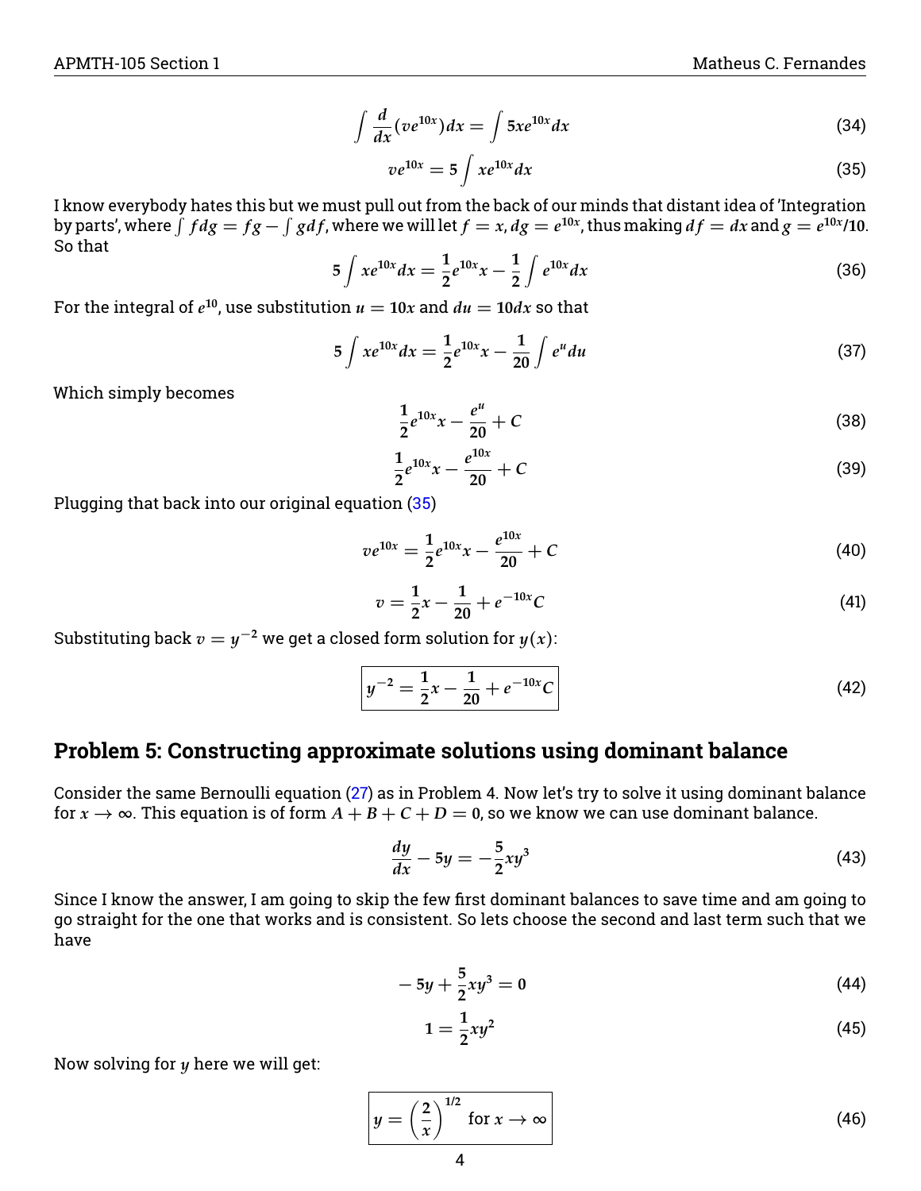$$\int \frac{d}{dx}(ve^{10x})dx = \int 5xe^{10x}dx \tag{34}$$

$$ve^{10x} = 5\int xe^{10x}dx \tag{35}$$

I know everybody hates this but we must pull out from the back of our minds that distant idea of 'Integration by parts', where $\int f dg = fg - \int g df$, where we will let $f = x$, $dg = e^{10x}$, thus making $df = dx$ and $g = e^{10x}/10$. So that

$$5\int xe^{10x}dx = \frac{1}{2}e^{10x}x - \frac{1}{2}\int e^{10x}dx \tag{36}$$

For the integral of $e^{10}$, use substitution $u = 10x$ and $du = 10dx$ so that

$$5\int xe^{10x}dx = \frac{1}{2}e^{10x}x - \frac{1}{20}\int e^{u}du \tag{37}$$

Which simply becomes

$$\frac{1}{2}e^{10x}x - \frac{e^u}{20} + C \tag{38}$$

$$\frac{1}{2}e^{10x}x - \frac{e^{10x}}{20} + C \tag{39}$$

Plugging that back into our original equation (35)

$$ve^{10x} = \frac{1}{2}e^{10x}x - \frac{e^{10x}}{20} + C \tag{40}$$

$$v = \frac{1}{2}x - \frac{1}{20} + e^{-10x}C \tag{41}$$

Substituting back $v = y^{-2}$ we get a closed form solution for $y(x)$:

$$\boxed{y^{-2} = \frac{1}{2}x - \frac{1}{20} + e^{-10x}C} \tag{42}$$

## Problem 5: Constructing approximate solutions using dominant balance

Consider the same Bernoulli equation (27) as in Problem 4. Now let's try to solve it using dominant balance for $x \to \infty$. This equation is of form $A + B + C + D = 0$, so we know we can use dominant balance.

$$\frac{dy}{dx} - 5y = -\frac{5}{2}xy^3 \tag{43}$$

Since I know the answer, I am going to skip the few first dominant balances to save time and am going to go straight for the one that works and is consistent. So lets choose the second and last term such that we have

$$-5y + \frac{5}{2}xy^3 = 0 \tag{44}$$

$$1 = \frac{1}{2}xy^2 \tag{45}$$

Now solving for $y$ here we will get:

$$\boxed{y = \left(\frac{2}{x}\right)^{1/2} \text{ for } x \to \infty} \tag{46}$$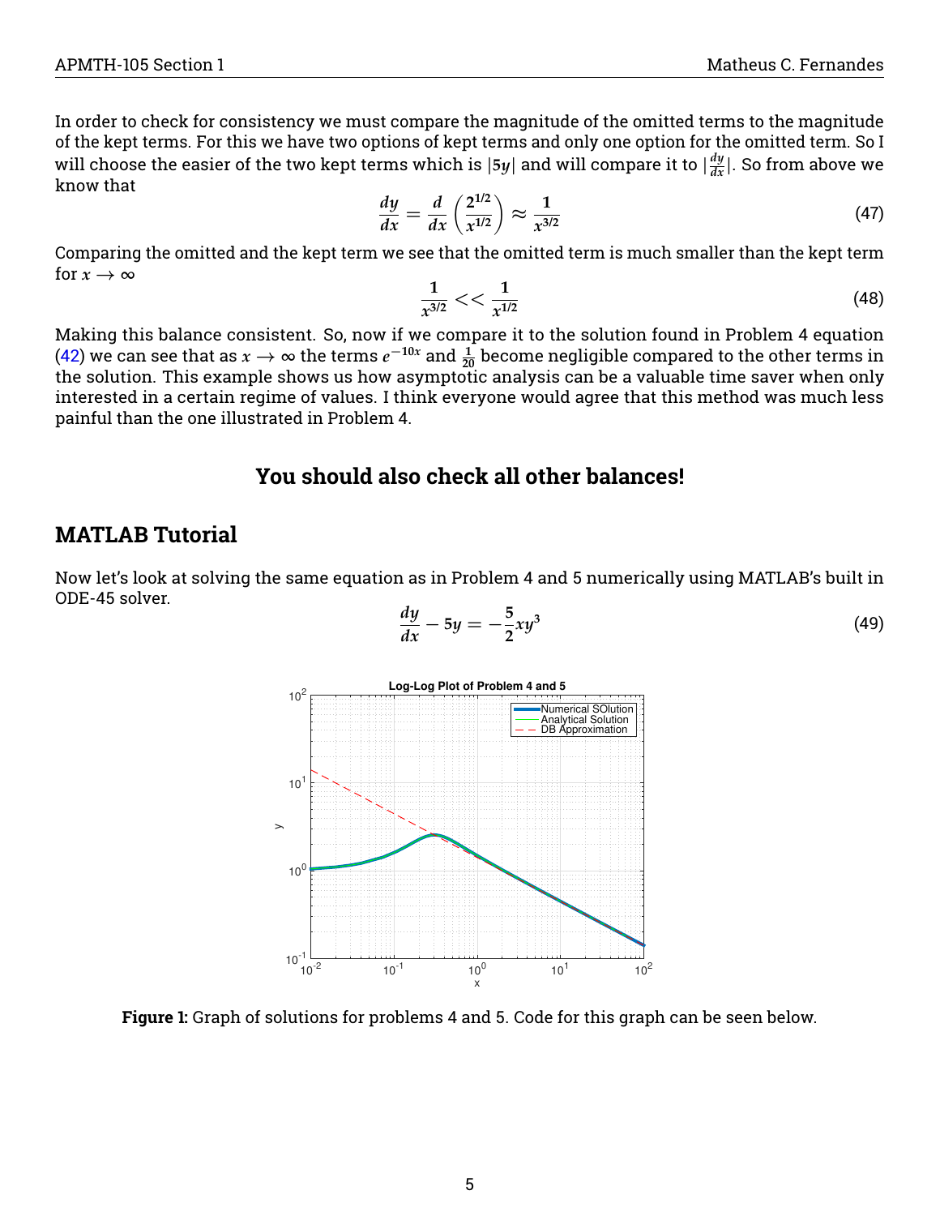In order to check for consistency we must compare the magnitude of the omitted terms to the magnitude of the kept terms. For this we have two options of kept terms and only one option for the omitted term. So I will choose the easier of the two kept terms which is $|5y|$ and will compare it to $|\frac{dy}{dx}|$. So from above we know that

$$\frac{dy}{dx} = \frac{d}{dx}\left(\frac{2^{1/2}}{x^{1/2}}\right) \approx \frac{1}{x^{3/2}} \tag{47}$$

Comparing the omitted and the kept term we see that the omitted term is much smaller than the kept term for $x \to \infty$

$$\frac{1}{x^{3/2}} << \frac{1}{x^{1/2}} \tag{48}$$

Making this balance consistent. So, now if we compare it to the solution found in Problem 4 equation (42) we can see that as $x \to \infty$ the terms $e^{-10x}$ and $\frac{1}{20}$ become negligible compared to the other terms in the solution. This example shows us how asymptotic analysis can be a valuable time saver when only interested in a certain regime of values. I think everyone would agree that this method was much less painful than the one illustrated in Problem 4.

**You should also check all other balances!**

## MATLAB Tutorial

Now let's look at solving the same equation as in Problem 4 and 5 numerically using MATLAB's built in ODE-45 solver.

$$\frac{dy}{dx} - 5y = -\frac{5}{2}xy^3 \tag{49}$$

**Figure 1:** Graph of solutions for problems 4 and 5. Code for this graph can be seen below.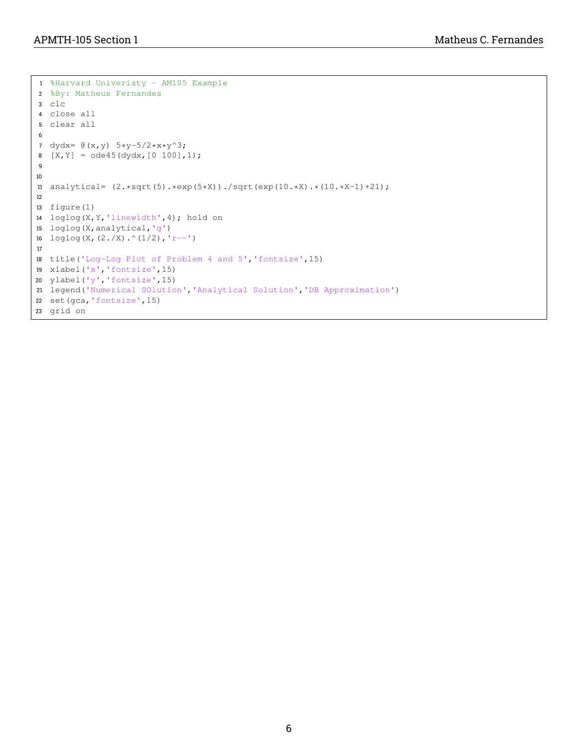```matlab
%Harvard Univeristy - AM105 Example
%By: Matheus Fernandes
clc
close all
clear all

dydx= @(x,y) 5*y-5/2*x*y^3;
[X,Y] = ode45(dydx,[0 100],1);


analytical= (2.*sqrt(5).*exp(5*X))./sqrt(exp(10.*X).*(10.*X-1)+21);

figure(1)
loglog(X,Y,'linewidth',4); hold on
loglog(X,analytical,'g')
loglog(X,(2./X).^(1/2),'r--')

title('Log-Log Plot of Problem 4 and 5','fontsize',15)
xlabel('x','fontsize',15)
ylabel('y','fontsize',15)
legend('Numerical SOlution','Analytical Solution','DB Approximation')
set(gca,'fontsize',15)
grid on
```